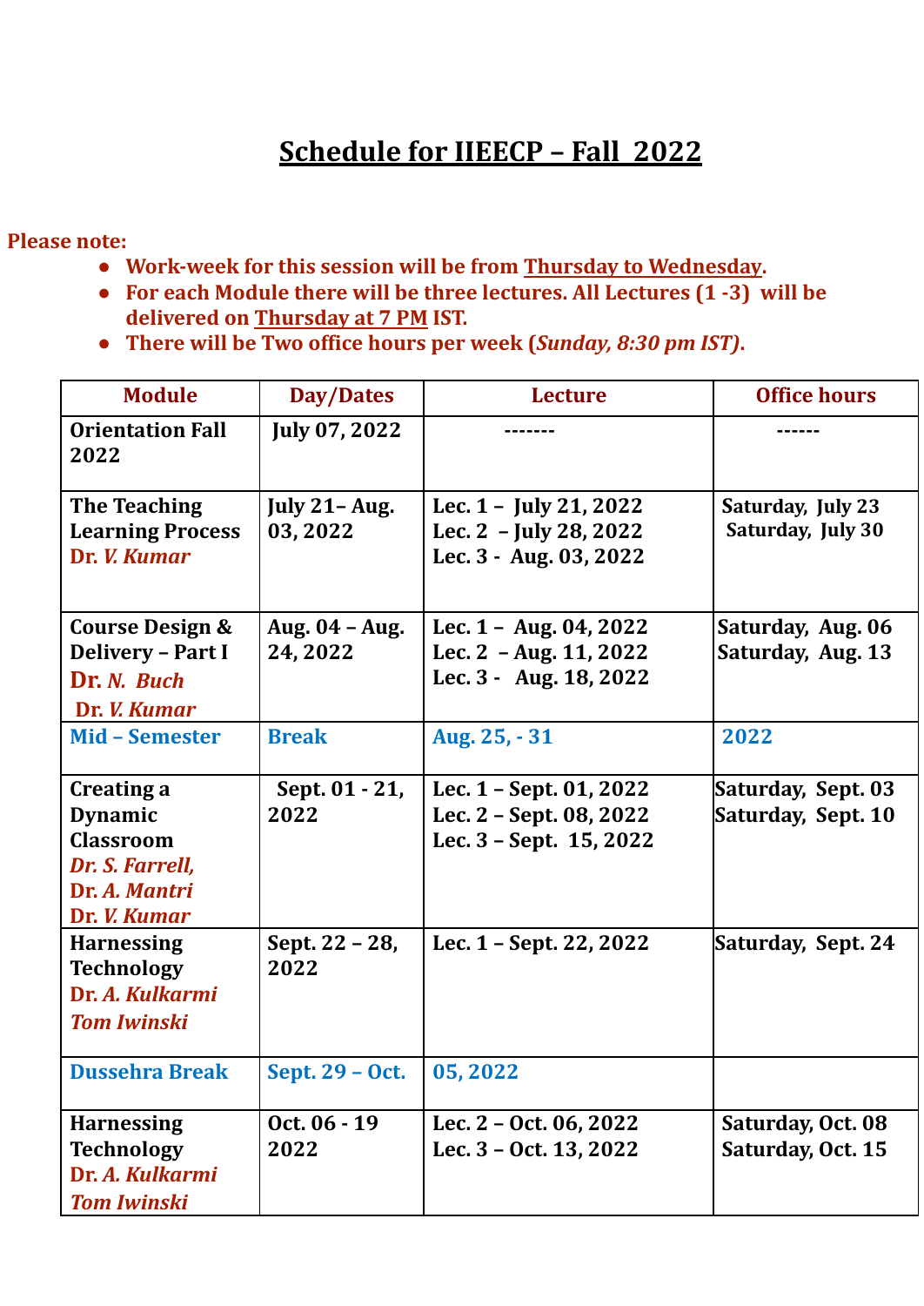# Schedule for IIEECP – Fall 2022

**Please note:**

- **Work-week for this session will be from Thursday to Wednesday.**
- **For each Module there will be three lectures. All Lectures (1 -3) will be delivered on Thursday at 7 PM IST.**
- **There will be Two office hours per week (*Sunday, 8:30 pm IST*).**

| Module | Day/Dates | Lecture | Office hours |
|---|---|---|---|
| **Orientation Fall 2022** | **July 07, 2022** | ------- | ------ |
| **The Teaching Learning Process** *Dr. V. Kumar* | **July 21– Aug. 03, 2022** | **Lec. 1 – July 21, 2022**<br>**Lec. 2 – July 28, 2022**<br>**Lec. 3 - Aug. 03, 2022** | **Saturday, July 23**<br>**Saturday, July 30** |
| **Course Design & Delivery – Part I** *Dr. N. Buch* *Dr. V. Kumar* | **Aug. 04 – Aug. 24, 2022** | **Lec. 1 – Aug. 04, 2022**<br>**Lec. 2 – Aug. 11, 2022**<br>**Lec. 3 - Aug. 18, 2022** | **Saturday, Aug. 06**<br>**Saturday, Aug. 13** |
| **Mid – Semester** | **Break** | **Aug. 25, - 31** | **2022** |
| **Creating a Dynamic Classroom** *Dr. S. Farrell,* *Dr. A. Mantri* *Dr. V. Kumar* | **Sept. 01 - 21, 2022** | **Lec. 1 – Sept. 01, 2022**<br>**Lec. 2 – Sept. 08, 2022**<br>**Lec. 3 – Sept. 15, 2022** | **Saturday, Sept. 03**<br>**Saturday, Sept. 10** |
| **Harnessing Technology** *Dr. A. Kulkarmi* *Tom Iwinski* | **Sept. 22 – 28, 2022** | **Lec. 1 – Sept. 22, 2022** | **Saturday, Sept. 24** |
| **Dussehra Break** | **Sept. 29 – Oct.** | **05, 2022** | |
| **Harnessing Technology** *Dr. A. Kulkarmi* *Tom Iwinski* | **Oct. 06 - 19 2022** | **Lec. 2 – Oct. 06, 2022**<br>**Lec. 3 – Oct. 13, 2022** | **Saturday, Oct. 08**<br>**Saturday, Oct. 15** |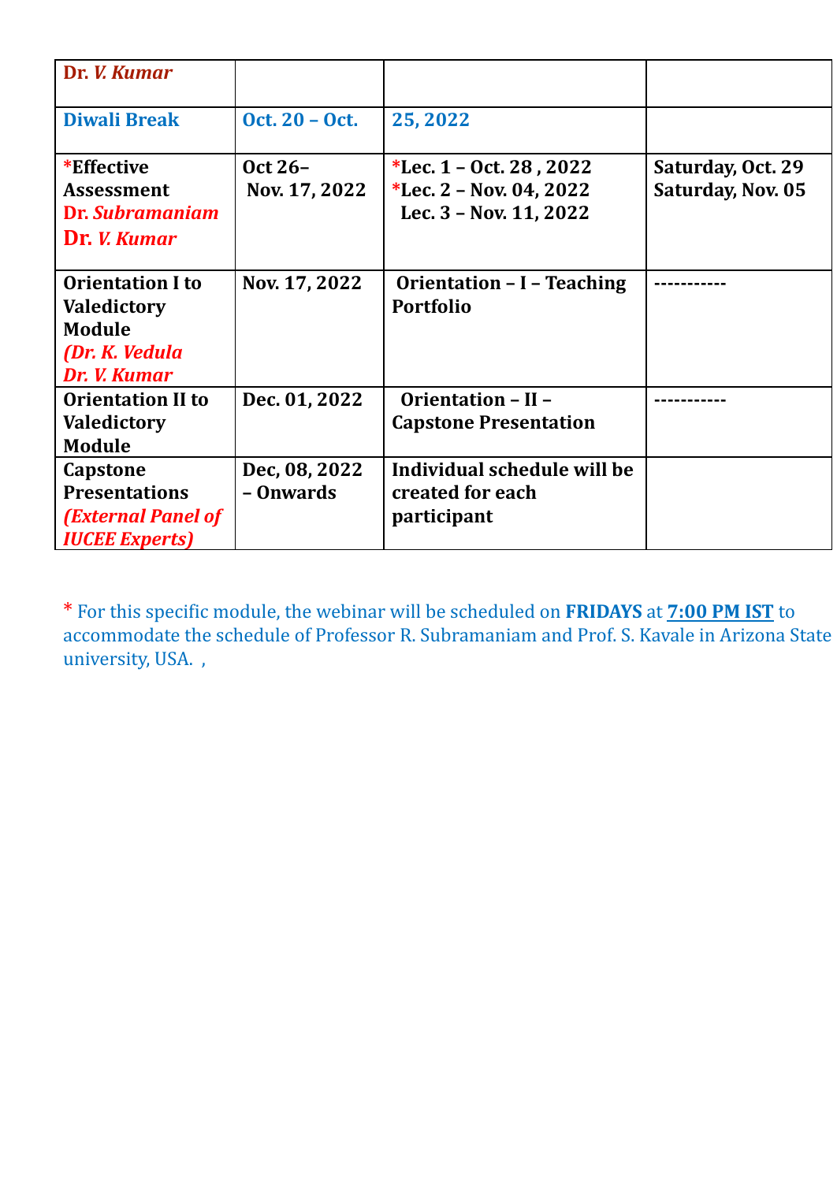| | | | |
|---|---|---|---|
| Dr. *V. Kumar* | | | |
| Diwali Break | Oct. 20 – Oct. | 25, 2022 | |
| *Effective Assessment Dr. *Subramaniam* Dr. *V. Kumar* | Oct 26– Nov. 17, 2022 | *Lec. 1 – Oct. 28 , 2022 *Lec. 2 – Nov. 04, 2022 Lec. 3 – Nov. 11, 2022 | Saturday, Oct. 29 Saturday, Nov. 05 |
| Orientation I to Valedictory Module *(Dr. K. Vedula Dr. V. Kumar* | Nov. 17, 2022 | Orientation – I – Teaching Portfolio | ----------- |
| Orientation II to Valedictory Module | Dec. 01, 2022 | Orientation – II – Capstone Presentation | ----------- |
| Capstone Presentations *(External Panel of IUCEE Experts)* | Dec, 08, 2022 – Onwards | Individual schedule will be created for each participant | |

* For this specific module, the webinar will be scheduled on **FRIDAYS** at **7:00 PM IST** to accommodate the schedule of Professor R. Subramaniam and Prof. S. Kavale in Arizona State university, USA. ,